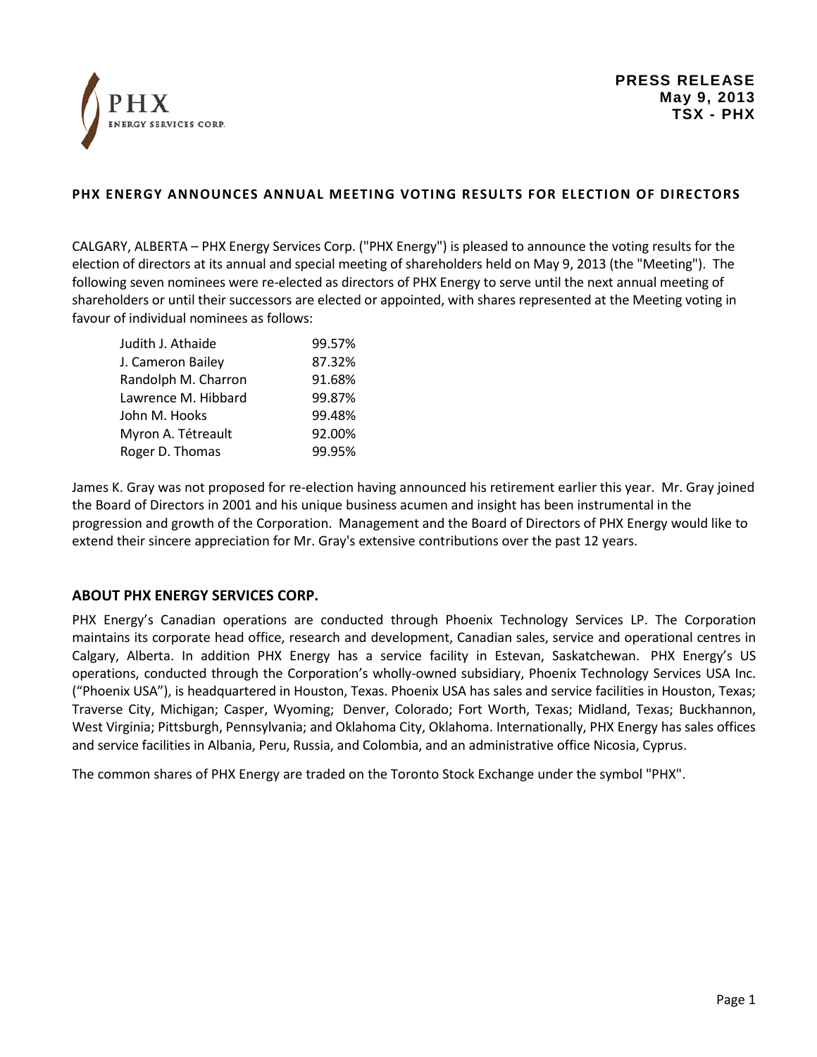PHX ENERGY SERVICES CORP.

**PRESS RELEASE**
**May 9, 2013**
**TSX - PHX**

## PHX ENERGY ANNOUNCES ANNUAL MEETING VOTING RESULTS FOR ELECTION OF DIRECTORS

CALGARY, ALBERTA – PHX Energy Services Corp. ("PHX Energy") is pleased to announce the voting results for the election of directors at its annual and special meeting of shareholders held on May 9, 2013 (the "Meeting"). The following seven nominees were re-elected as directors of PHX Energy to serve until the next annual meeting of shareholders or until their successors are elected or appointed, with shares represented at the Meeting voting in favour of individual nominees as follows:

| Nominee | Votes in Favour |
| --- | --- |
| Judith J. Athaide | 99.57% |
| J. Cameron Bailey | 87.32% |
| Randolph M. Charron | 91.68% |
| Lawrence M. Hibbard | 99.87% |
| John M. Hooks | 99.48% |
| Myron A. Tétreault | 92.00% |
| Roger D. Thomas | 99.95% |

James K. Gray was not proposed for re-election having announced his retirement earlier this year. Mr. Gray joined the Board of Directors in 2001 and his unique business acumen and insight has been instrumental in the progression and growth of the Corporation. Management and the Board of Directors of PHX Energy would like to extend their sincere appreciation for Mr. Gray's extensive contributions over the past 12 years.

## ABOUT PHX ENERGY SERVICES CORP.

PHX Energy's Canadian operations are conducted through Phoenix Technology Services LP. The Corporation maintains its corporate head office, research and development, Canadian sales, service and operational centres in Calgary, Alberta. In addition PHX Energy has a service facility in Estevan, Saskatchewan. PHX Energy's US operations, conducted through the Corporation's wholly-owned subsidiary, Phoenix Technology Services USA Inc. ("Phoenix USA"), is headquartered in Houston, Texas. Phoenix USA has sales and service facilities in Houston, Texas; Traverse City, Michigan; Casper, Wyoming; Denver, Colorado; Fort Worth, Texas; Midland, Texas; Buckhannon, West Virginia; Pittsburgh, Pennsylvania; and Oklahoma City, Oklahoma. Internationally, PHX Energy has sales offices and service facilities in Albania, Peru, Russia, and Colombia, and an administrative office Nicosia, Cyprus.

The common shares of PHX Energy are traded on the Toronto Stock Exchange under the symbol "PHX".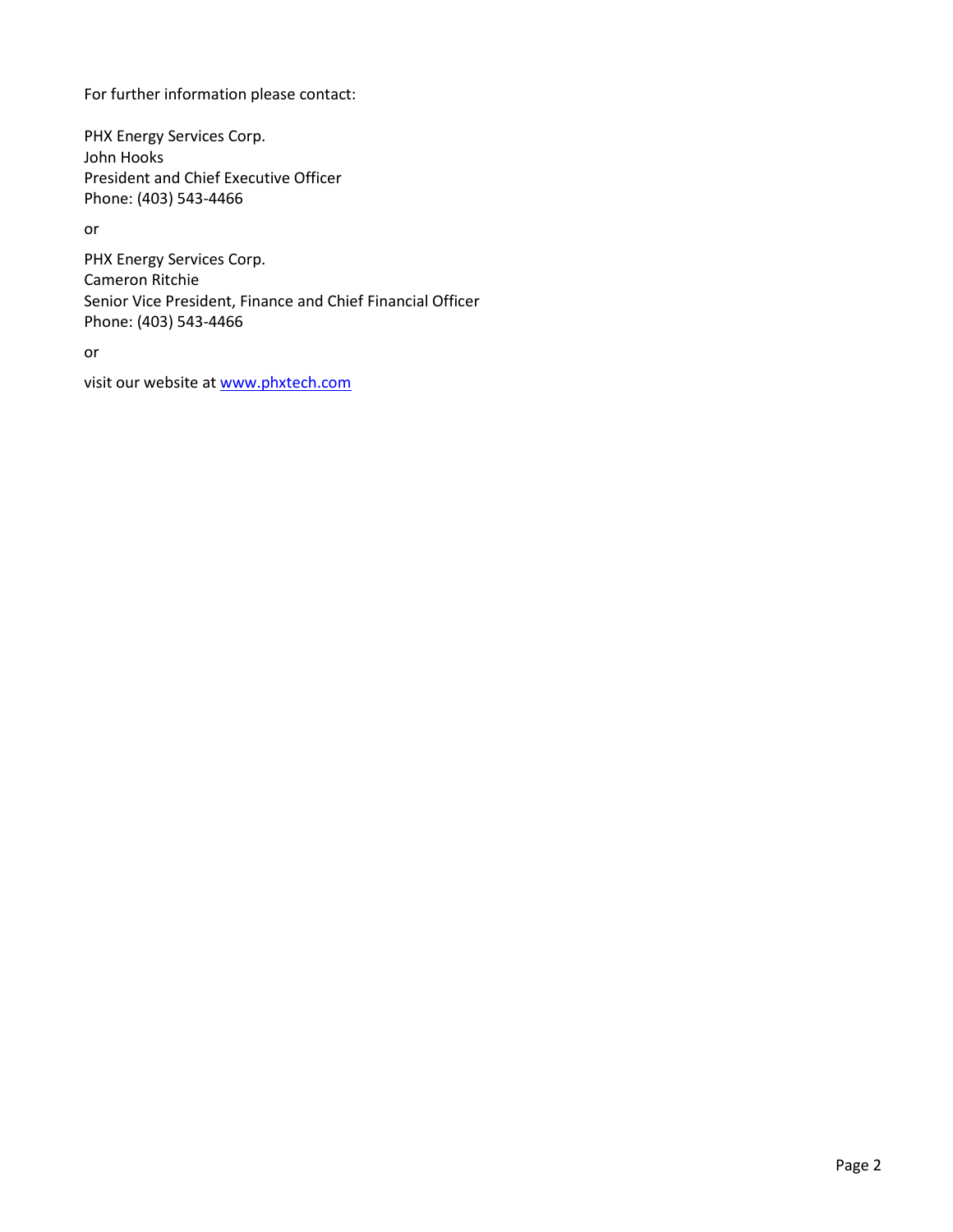For further information please contact:

PHX Energy Services Corp.
John Hooks
President and Chief Executive Officer
Phone: (403) 543-4466

or

PHX Energy Services Corp.
Cameron Ritchie
Senior Vice President, Finance and Chief Financial Officer
Phone: (403) 543-4466

or

visit our website at www.phxtech.com